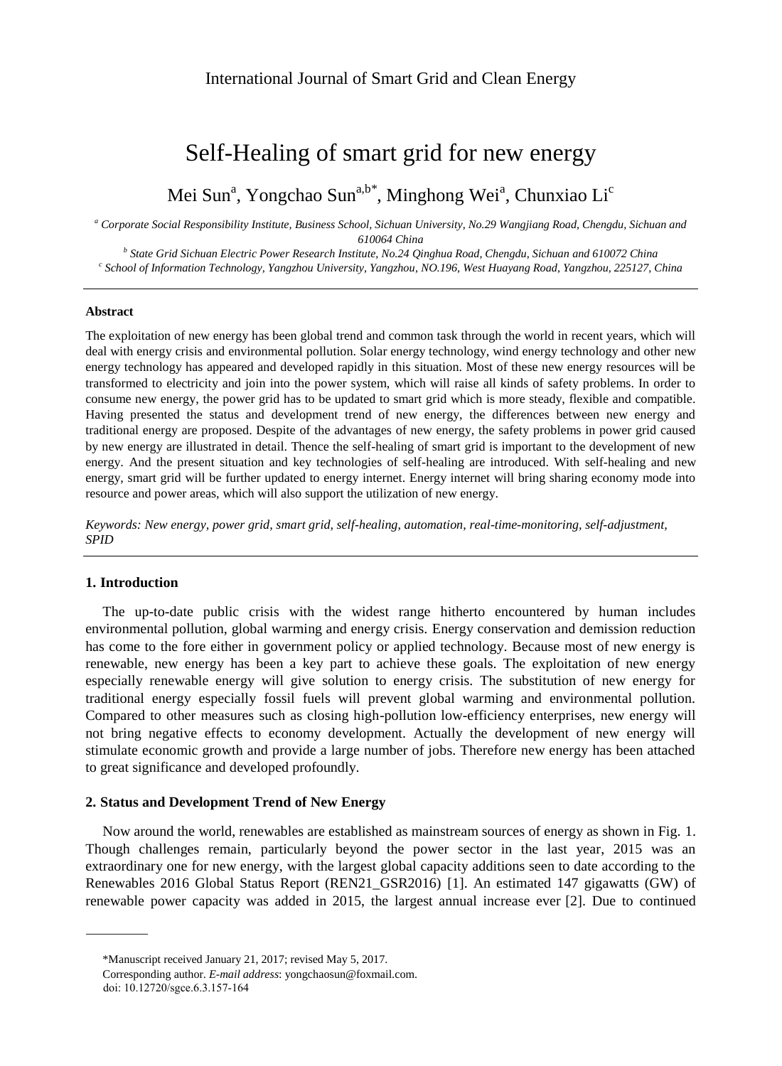# Self-Healing of smart grid for new energy

Mei Sun[a], Yongchao Sun[a,b*], Minghong Wei[a], Chunxiao Li[c]

[a] *Corporate Social Responsibility Institute, Business School, Sichuan University, No.29 Wangjiang Road, Chengdu, Sichuan and 610064 China*

[b] *State Grid Sichuan Electric Power Research Institute, No.24 Qinghua Road, Chengdu, Sichuan and 610072 China*

[c] *School of Information Technology, Yangzhou University, Yangzhou, NO.196, West Huayang Road, Yangzhou, 225127, China*

---

**Abstract**

The exploitation of new energy has been global trend and common task through the world in recent years, which will deal with energy crisis and environmental pollution. Solar energy technology, wind energy technology and other new energy technology has appeared and developed rapidly in this situation. Most of these new energy resources will be transformed to electricity and join into the power system, which will raise all kinds of safety problems. In order to consume new energy, the power grid has to be updated to smart grid which is more steady, flexible and compatible. Having presented the status and development trend of new energy, the differences between new energy and traditional energy are proposed. Despite of the advantages of new energy, the safety problems in power grid caused by new energy are illustrated in detail. Thence the self-healing of smart grid is important to the development of new energy. And the present situation and key technologies of self-healing are introduced. With self-healing and new energy, smart grid will be further updated to energy internet. Energy internet will bring sharing economy mode into resource and power areas, which will also support the utilization of new energy.

*Keywords: New energy, power grid, smart grid, self-healing, automation, real-time-monitoring, self-adjustment, SPID*

---

## 1. Introduction

The up-to-date public crisis with the widest range hitherto encountered by human includes environmental pollution, global warming and energy crisis. Energy conservation and demission reduction has come to the fore either in government policy or applied technology. Because most of new energy is renewable, new energy has been a key part to achieve these goals. The exploitation of new energy especially renewable energy will give solution to energy crisis. The substitution of new energy for traditional energy especially fossil fuels will prevent global warming and environmental pollution. Compared to other measures such as closing high-pollution low-efficiency enterprises, new energy will not bring negative effects to economy development. Actually the development of new energy will stimulate economic growth and provide a large number of jobs. Therefore new energy has been attached to great significance and developed profoundly.

## 2. Status and Development Trend of New Energy

Now around the world, renewables are established as mainstream sources of energy as shown in Fig. 1. Though challenges remain, particularly beyond the power sector in the last year, 2015 was an extraordinary one for new energy, with the largest global capacity additions seen to date according to the Renewables 2016 Global Status Report (REN21_GSR2016) [1]. An estimated 147 gigawatts (GW) of renewable power capacity was added in 2015, the largest annual increase ever [2]. Due to continued

---

*Manuscript received January 21, 2017; revised May 5, 2017.

Corresponding author. *E-mail address*: yongchaosun@foxmail.com.

doi: 10.12720/sgce.6.3.157-164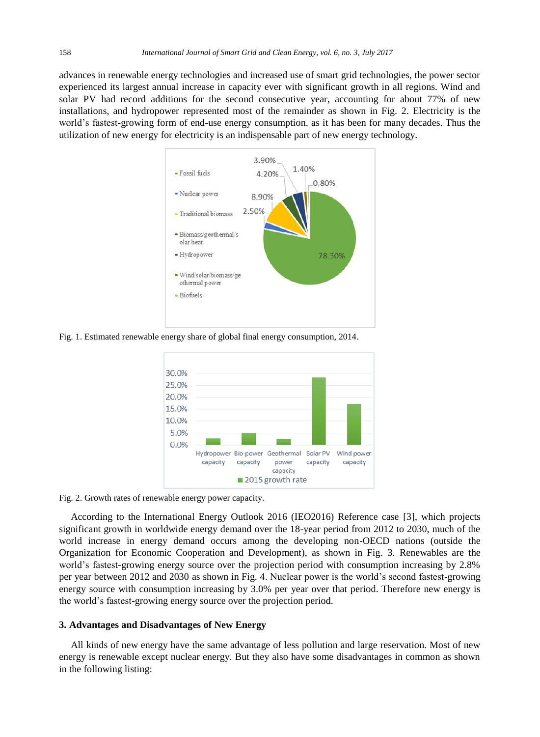advances in renewable energy technologies and increased use of smart grid technologies, the power sector experienced its largest annual increase in capacity ever with significant growth in all regions. Wind and solar PV had record additions for the second consecutive year, accounting for about 77% of new installations, and hydropower represented most of the remainder as shown in Fig. 2. Electricity is the world's fastest-growing form of end-use energy consumption, as it has been for many decades. Thus the utilization of new energy for electricity is an indispensable part of new energy technology.

Fig. 1. Estimated renewable energy share of global final energy consumption, 2014.

Fig. 2. Growth rates of renewable energy power capacity.

According to the International Energy Outlook 2016 (IEO2016) Reference case [3], which projects significant growth in worldwide energy demand over the 18-year period from 2012 to 2030, much of the world increase in energy demand occurs among the developing non-OECD nations (outside the Organization for Economic Cooperation and Development), as shown in Fig. 3. Renewables are the world's fastest-growing energy source over the projection period with consumption increasing by 2.8% per year between 2012 and 2030 as shown in Fig. 4. Nuclear power is the world's second fastest-growing energy source with consumption increasing by 3.0% per year over that period. Therefore new energy is the world's fastest-growing energy source over the projection period.

### 3. Advantages and Disadvantages of New Energy

All kinds of new energy have the same advantage of less pollution and large reservation. Most of new energy is renewable except nuclear energy. But they also have some disadvantages in common as shown in the following listing: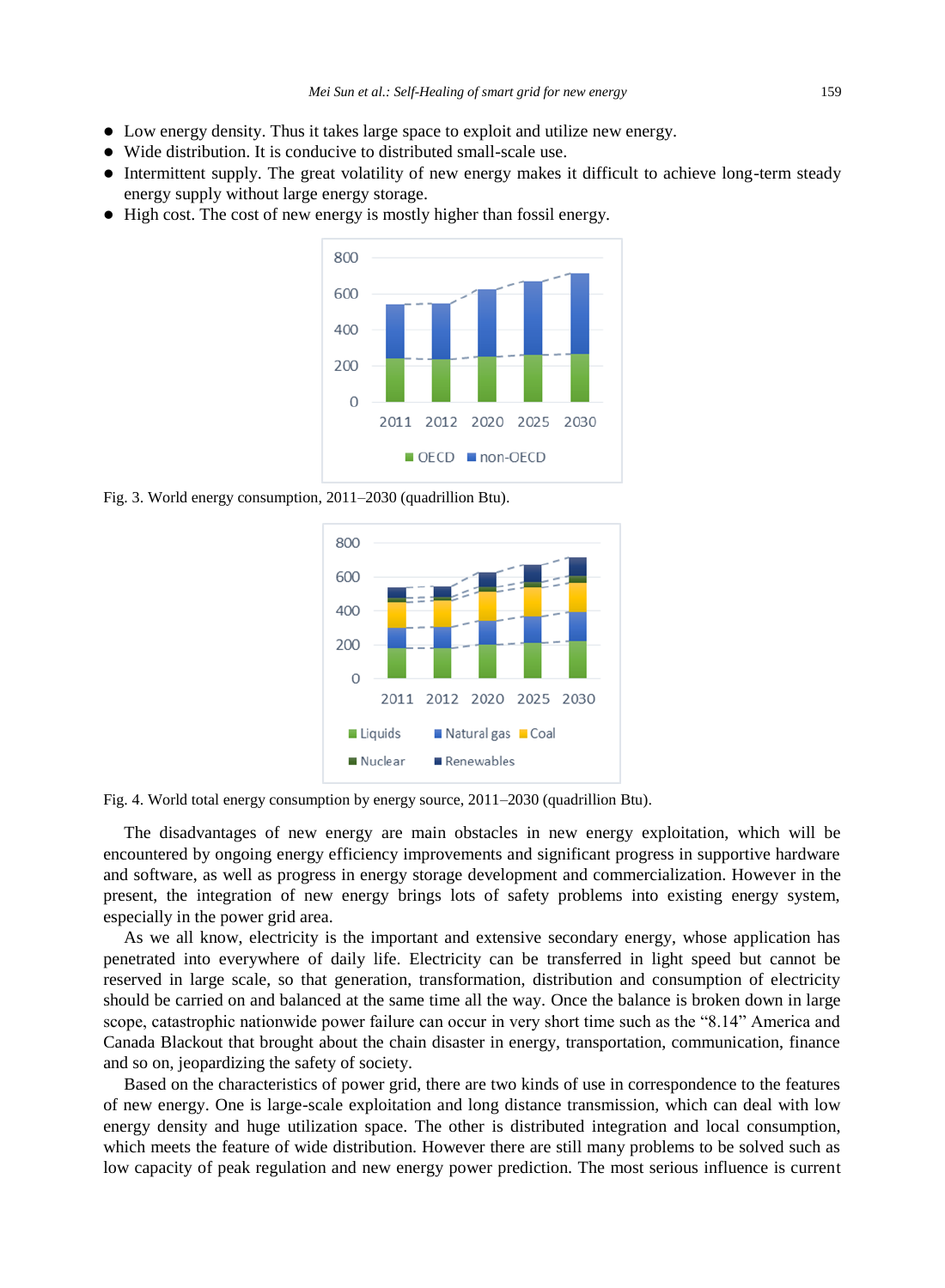- Low energy density. Thus it takes large space to exploit and utilize new energy.
- Wide distribution. It is conducive to distributed small-scale use.
- Intermittent supply. The great volatility of new energy makes it difficult to achieve long-term steady energy supply without large energy storage.
- High cost. The cost of new energy is mostly higher than fossil energy.

Fig. 3. World energy consumption, 2011–2030 (quadrillion Btu).

Fig. 4. World total energy consumption by energy source, 2011–2030 (quadrillion Btu).

The disadvantages of new energy are main obstacles in new energy exploitation, which will be encountered by ongoing energy efficiency improvements and significant progress in supportive hardware and software, as well as progress in energy storage development and commercialization. However in the present, the integration of new energy brings lots of safety problems into existing energy system, especially in the power grid area.

As we all know, electricity is the important and extensive secondary energy, whose application has penetrated into everywhere of daily life. Electricity can be transferred in light speed but cannot be reserved in large scale, so that generation, transformation, distribution and consumption of electricity should be carried on and balanced at the same time all the way. Once the balance is broken down in large scope, catastrophic nationwide power failure can occur in very short time such as the "8.14" America and Canada Blackout that brought about the chain disaster in energy, transportation, communication, finance and so on, jeopardizing the safety of society.

Based on the characteristics of power grid, there are two kinds of use in correspondence to the features of new energy. One is large-scale exploitation and long distance transmission, which can deal with low energy density and huge utilization space. The other is distributed integration and local consumption, which meets the feature of wide distribution. However there are still many problems to be solved such as low capacity of peak regulation and new energy power prediction. The most serious influence is current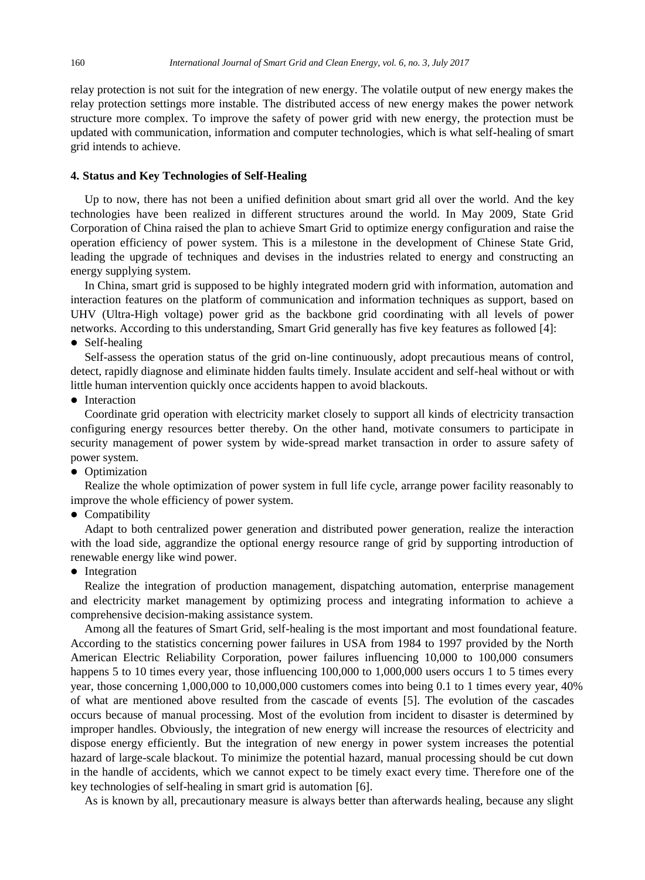relay protection is not suit for the integration of new energy. The volatile output of new energy makes the relay protection settings more instable. The distributed access of new energy makes the power network structure more complex. To improve the safety of power grid with new energy, the protection must be updated with communication, information and computer technologies, which is what self-healing of smart grid intends to achieve.

## 4. Status and Key Technologies of Self-Healing

Up to now, there has not been a unified definition about smart grid all over the world. And the key technologies have been realized in different structures around the world. In May 2009, State Grid Corporation of China raised the plan to achieve Smart Grid to optimize energy configuration and raise the operation efficiency of power system. This is a milestone in the development of Chinese State Grid, leading the upgrade of techniques and devises in the industries related to energy and constructing an energy supplying system.

In China, smart grid is supposed to be highly integrated modern grid with information, automation and interaction features on the platform of communication and information techniques as support, based on UHV (Ultra-High voltage) power grid as the backbone grid coordinating with all levels of power networks. According to this understanding, Smart Grid generally has five key features as followed [4]:

- Self-healing

Self-assess the operation status of the grid on-line continuously, adopt precautious means of control, detect, rapidly diagnose and eliminate hidden faults timely. Insulate accident and self-heal without or with little human intervention quickly once accidents happen to avoid blackouts.

- Interaction

Coordinate grid operation with electricity market closely to support all kinds of electricity transaction configuring energy resources better thereby. On the other hand, motivate consumers to participate in security management of power system by wide-spread market transaction in order to assure safety of power system.

- Optimization

Realize the whole optimization of power system in full life cycle, arrange power facility reasonably to improve the whole efficiency of power system.

- Compatibility

Adapt to both centralized power generation and distributed power generation, realize the interaction with the load side, aggrandize the optional energy resource range of grid by supporting introduction of renewable energy like wind power.

- Integration

Realize the integration of production management, dispatching automation, enterprise management and electricity market management by optimizing process and integrating information to achieve a comprehensive decision-making assistance system.

Among all the features of Smart Grid, self-healing is the most important and most foundational feature. According to the statistics concerning power failures in USA from 1984 to 1997 provided by the North American Electric Reliability Corporation, power failures influencing 10,000 to 100,000 consumers happens 5 to 10 times every year, those influencing 100,000 to 1,000,000 users occurs 1 to 5 times every year, those concerning 1,000,000 to 10,000,000 customers comes into being 0.1 to 1 times every year, 40% of what are mentioned above resulted from the cascade of events [5]. The evolution of the cascades occurs because of manual processing. Most of the evolution from incident to disaster is determined by improper handles. Obviously, the integration of new energy will increase the resources of electricity and dispose energy efficiently. But the integration of new energy in power system increases the potential hazard of large-scale blackout. To minimize the potential hazard, manual processing should be cut down in the handle of accidents, which we cannot expect to be timely exact every time. Therefore one of the key technologies of self-healing in smart grid is automation [6].

As is known by all, precautionary measure is always better than afterwards healing, because any slight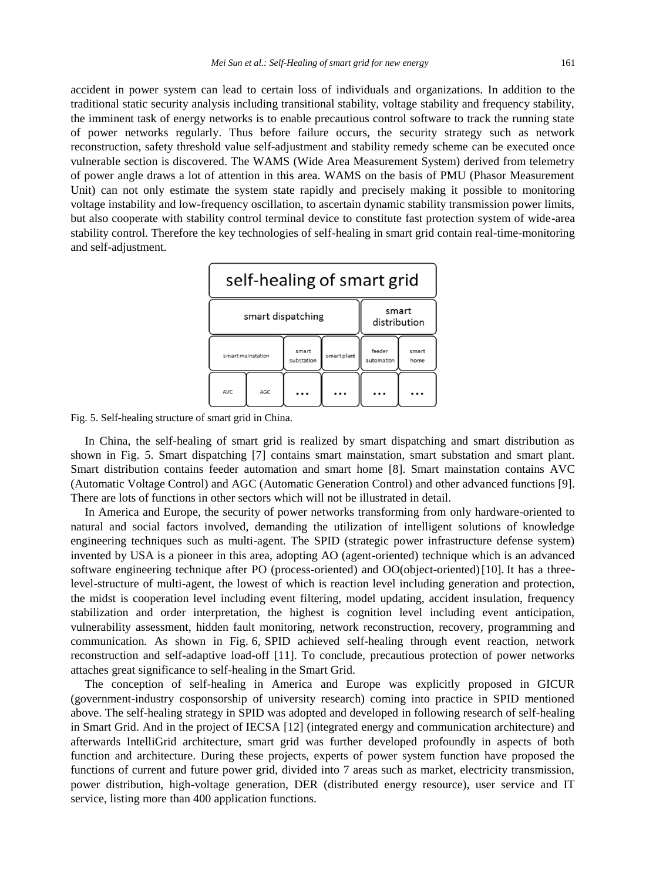accident in power system can lead to certain loss of individuals and organizations. In addition to the traditional static security analysis including transitional stability, voltage stability and frequency stability, the imminent task of energy networks is to enable precautious control software to track the running state of power networks regularly. Thus before failure occurs, the security strategy such as network reconstruction, safety threshold value self-adjustment and stability remedy scheme can be executed once vulnerable section is discovered. The WAMS (Wide Area Measurement System) derived from telemetry of power angle draws a lot of attention in this area. WAMS on the basis of PMU (Phasor Measurement Unit) can not only estimate the system state rapidly and precisely making it possible to monitoring voltage instability and low-frequency oscillation, to ascertain dynamic stability transmission power limits, but also cooperate with stability control terminal device to constitute fast protection system of wide-area stability control. Therefore the key technologies of self-healing in smart grid contain real-time-monitoring and self-adjustment.

Fig. 5. Self-healing structure of smart grid in China.

In China, the self-healing of smart grid is realized by smart dispatching and smart distribution as shown in Fig. 5. Smart dispatching [7] contains smart mainstation, smart substation and smart plant. Smart distribution contains feeder automation and smart home [8]. Smart mainstation contains AVC (Automatic Voltage Control) and AGC (Automatic Generation Control) and other advanced functions [9]. There are lots of functions in other sectors which will not be illustrated in detail.

In America and Europe, the security of power networks transforming from only hardware-oriented to natural and social factors involved, demanding the utilization of intelligent solutions of knowledge engineering techniques such as multi-agent. The SPID (strategic power infrastructure defense system) invented by USA is a pioneer in this area, adopting AO (agent-oriented) technique which is an advanced software engineering technique after PO (process-oriented) and OO(object-oriented) [10]. It has a three-level-structure of multi-agent, the lowest of which is reaction level including generation and protection, the midst is cooperation level including event filtering, model updating, accident insulation, frequency stabilization and order interpretation, the highest is cognition level including event anticipation, vulnerability assessment, hidden fault monitoring, network reconstruction, recovery, programming and communication. As shown in Fig. 6, SPID achieved self-healing through event reaction, network reconstruction and self-adaptive load-off [11]. To conclude, precautious protection of power networks attaches great significance to self-healing in the Smart Grid.

The conception of self-healing in America and Europe was explicitly proposed in GICUR (government-industry cosponsorship of university research) coming into practice in SPID mentioned above. The self-healing strategy in SPID was adopted and developed in following research of self-healing in Smart Grid. And in the project of IECSA [12] (integrated energy and communication architecture) and afterwards IntelliGrid architecture, smart grid was further developed profoundly in aspects of both function and architecture. During these projects, experts of power system function have proposed the functions of current and future power grid, divided into 7 areas such as market, electricity transmission, power distribution, high-voltage generation, DER (distributed energy resource), user service and IT service, listing more than 400 application functions.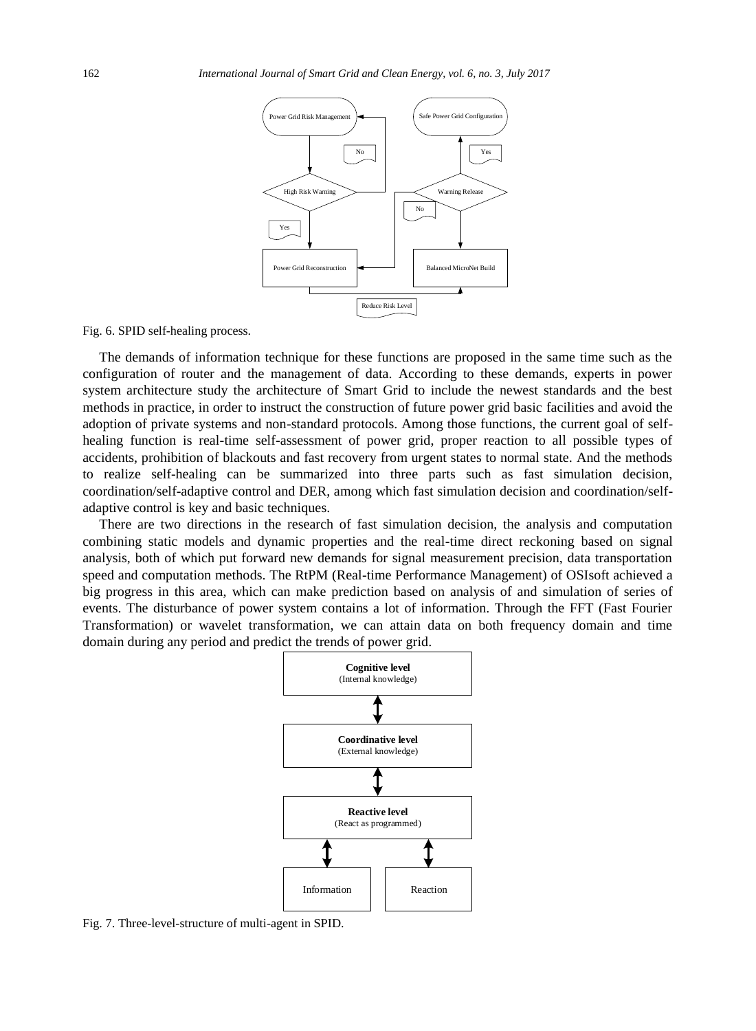Fig. 6. SPID self-healing process.

The demands of information technique for these functions are proposed in the same time such as the configuration of router and the management of data. According to these demands, experts in power system architecture study the architecture of Smart Grid to include the newest standards and the best methods in practice, in order to instruct the construction of future power grid basic facilities and avoid the adoption of private systems and non-standard protocols. Among those functions, the current goal of self-healing function is real-time self-assessment of power grid, proper reaction to all possible types of accidents, prohibition of blackouts and fast recovery from urgent states to normal state. And the methods to realize self-healing can be summarized into three parts such as fast simulation decision, coordination/self-adaptive control and DER, among which fast simulation decision and coordination/self-adaptive control is key and basic techniques.

There are two directions in the research of fast simulation decision, the analysis and computation combining static models and dynamic properties and the real-time direct reckoning based on signal analysis, both of which put forward new demands for signal measurement precision, data transportation speed and computation methods. The RtPM (Real-time Performance Management) of OSIsoft achieved a big progress in this area, which can make prediction based on analysis of and simulation of series of events. The disturbance of power system contains a lot of information. Through the FFT (Fast Fourier Transformation) or wavelet transformation, we can attain data on both frequency domain and time domain during any period and predict the trends of power grid.

Fig. 7. Three-level-structure of multi-agent in SPID.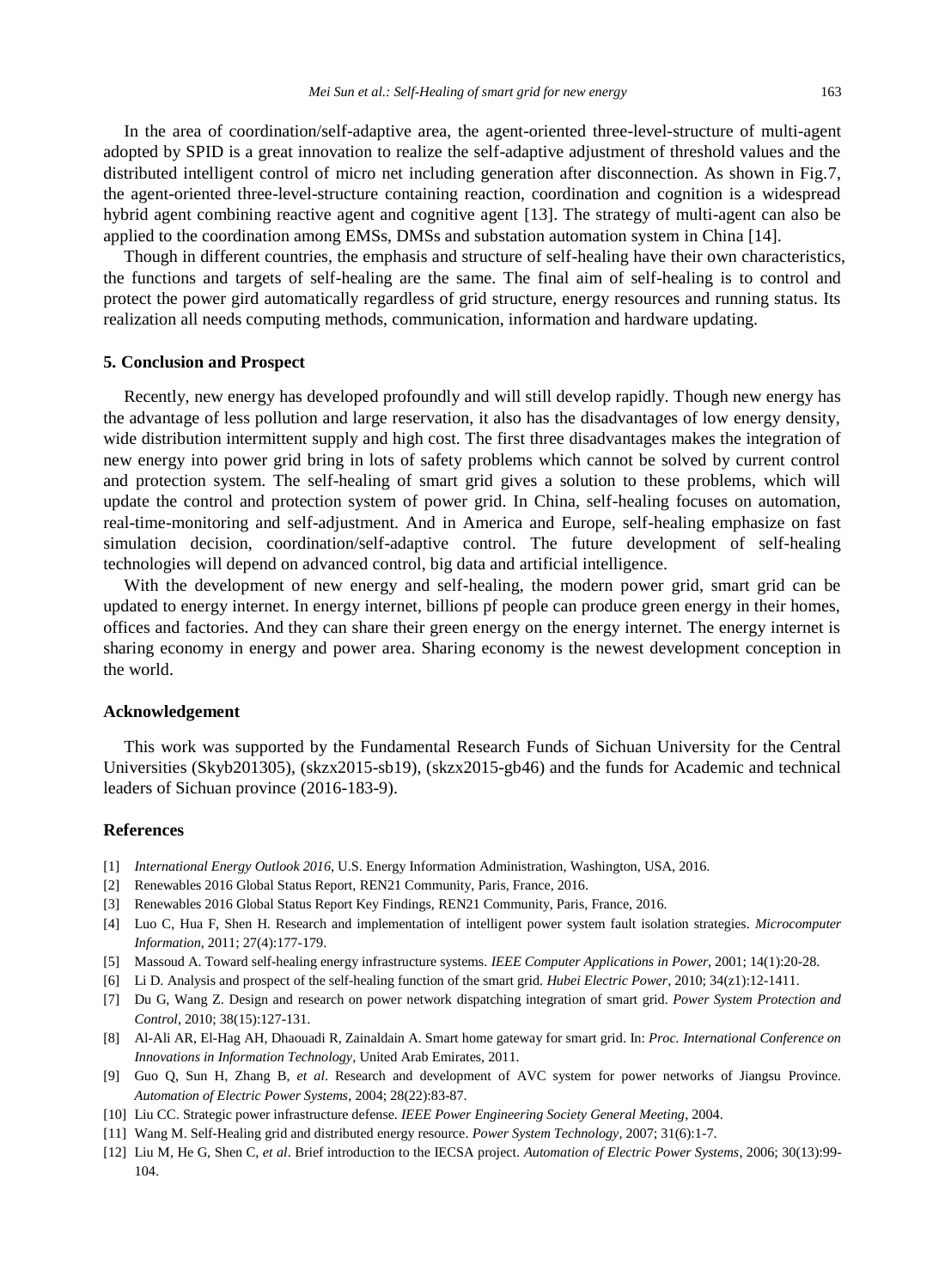In the area of coordination/self-adaptive area, the agent-oriented three-level-structure of multi-agent adopted by SPID is a great innovation to realize the self-adaptive adjustment of threshold values and the distributed intelligent control of micro net including generation after disconnection. As shown in Fig.7, the agent-oriented three-level-structure containing reaction, coordination and cognition is a widespread hybrid agent combining reactive agent and cognitive agent [13]. The strategy of multi-agent can also be applied to the coordination among EMSs, DMSs and substation automation system in China [14].

Though in different countries, the emphasis and structure of self-healing have their own characteristics, the functions and targets of self-healing are the same. The final aim of self-healing is to control and protect the power gird automatically regardless of grid structure, energy resources and running status. Its realization all needs computing methods, communication, information and hardware updating.

## 5. Conclusion and Prospect

Recently, new energy has developed profoundly and will still develop rapidly. Though new energy has the advantage of less pollution and large reservation, it also has the disadvantages of low energy density, wide distribution intermittent supply and high cost. The first three disadvantages makes the integration of new energy into power grid bring in lots of safety problems which cannot be solved by current control and protection system. The self-healing of smart grid gives a solution to these problems, which will update the control and protection system of power grid. In China, self-healing focuses on automation, real-time-monitoring and self-adjustment. And in America and Europe, self-healing emphasize on fast simulation decision, coordination/self-adaptive control. The future development of self-healing technologies will depend on advanced control, big data and artificial intelligence.

With the development of new energy and self-healing, the modern power grid, smart grid can be updated to energy internet. In energy internet, billions pf people can produce green energy in their homes, offices and factories. And they can share their green energy on the energy internet. The energy internet is sharing economy in energy and power area. Sharing economy is the newest development conception in the world.

## Acknowledgement

This work was supported by the Fundamental Research Funds of Sichuan University for the Central Universities (Skyb201305), (skzx2015-sb19), (skzx2015-gb46) and the funds for Academic and technical leaders of Sichuan province (2016-183-9).

## References

[1] *International Energy Outlook 2016*, U.S. Energy Information Administration, Washington, USA, 2016.

[2] Renewables 2016 Global Status Report, REN21 Community, Paris, France, 2016.

[3] Renewables 2016 Global Status Report Key Findings, REN21 Community, Paris, France, 2016.

[4] Luo C, Hua F, Shen H. Research and implementation of intelligent power system fault isolation strategies. *Microcomputer Information*, 2011; 27(4):177-179.

[5] Massoud A. Toward self-healing energy infrastructure systems. *IEEE Computer Applications in Power*, 2001; 14(1):20-28.

[6] Li D. Analysis and prospect of the self-healing function of the smart grid. *Hubei Electric Power*, 2010; 34(z1):12-1411.

[7] Du G, Wang Z. Design and research on power network dispatching integration of smart grid. *Power System Protection and Control*, 2010; 38(15):127-131.

[8] Al-Ali AR, El-Hag AH, Dhaouadi R, Zainaldain A. Smart home gateway for smart grid. In: *Proc. International Conference on Innovations in Information Technology*, United Arab Emirates, 2011.

[9] Guo Q, Sun H, Zhang B, *et al*. Research and development of AVC system for power networks of Jiangsu Province. *Automation of Electric Power Systems*, 2004; 28(22):83-87.

[10] Liu CC. Strategic power infrastructure defense. *IEEE Power Engineering Society General Meeting*, 2004.

[11] Wang M. Self-Healing grid and distributed energy resource. *Power System Technology*, 2007; 31(6):1-7.

[12] Liu M, He G, Shen C, *et al*. Brief introduction to the IECSA project. *Automation of Electric Power Systems*, 2006; 30(13):99-104.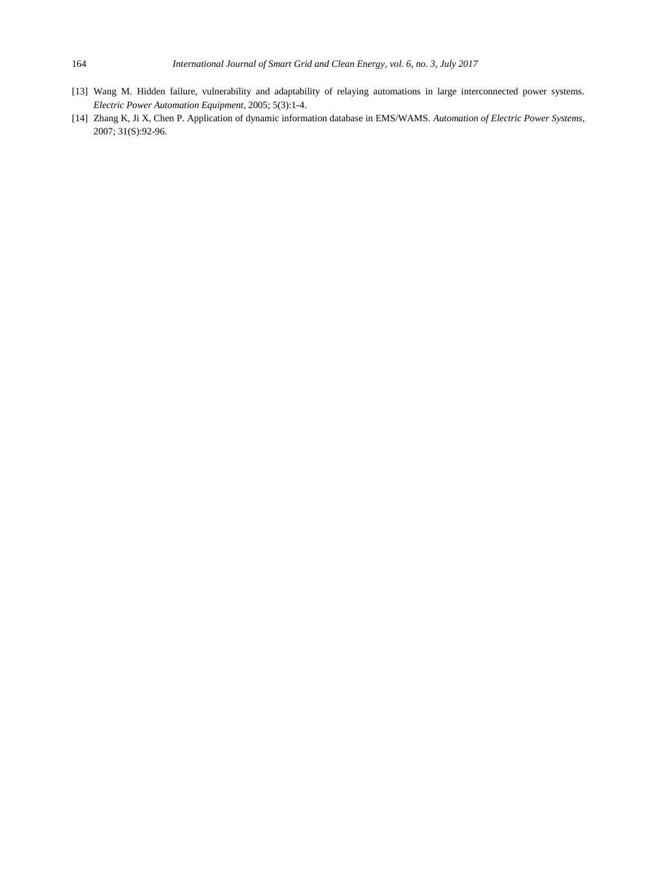[13] Wang M. Hidden failure, vulnerability and adaptability of relaying automations in large interconnected power systems. *Electric Power Automation Equipment*, 2005; 5(3):1-4.

[14] Zhang K, Ji X, Chen P. Application of dynamic information database in EMS/WAMS. *Automation of Electric Power Systems*, 2007; 31(S):92-96.